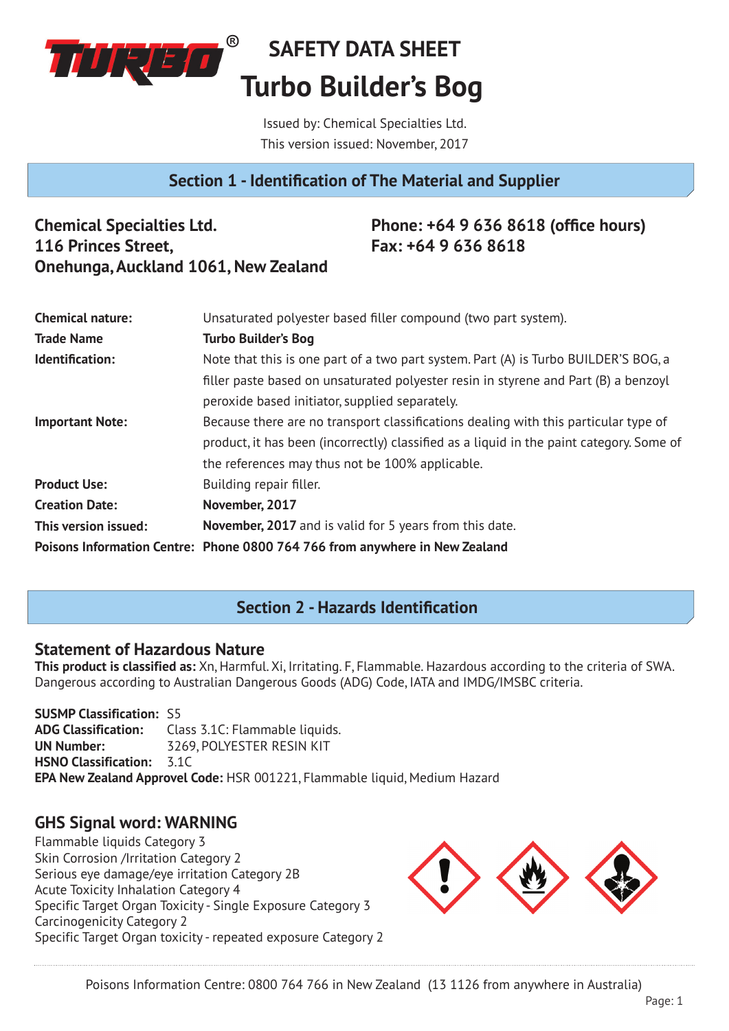# SAFETY DATA SHEET

# Turbo Builder's Bog

Issued by: Chemical Specialties Ltd.
This version issued: November, 2017

## Section 1 - Identification of The Material and Supplier

**Chemical Specialties Ltd.**
**116 Princes Street,**
**Onehunga, Auckland 1061, New Zealand**

**Phone: +64 9 636 8618 (office hours)**
**Fax: +64 9 636 8618**

| | |
|---|---|
| **Chemical nature:** | Unsaturated polyester based filler compound (two part system). |
| **Trade Name** | **Turbo Builder's Bog** |
| **Identification:** | Note that this is one part of a two part system. Part (A) is Turbo BUILDER'S BOG, a filler paste based on unsaturated polyester resin in styrene and Part (B) a benzoyl peroxide based initiator, supplied separately. |
| **Important Note:** | Because there are no transport classifications dealing with this particular type of product, it has been (incorrectly) classified as a liquid in the paint category. Some of the references may thus not be 100% applicable. |
| **Product Use:** | Building repair filler. |
| **Creation Date:** | **November, 2017** |
| **This version issued:** | **November, 2017** and is valid for 5 years from this date. |
| **Poisons Information Centre:** | **Phone 0800 764 766 from anywhere in New Zealand** |

## Section 2 - Hazards Identification

### Statement of Hazardous Nature

**This product is classified as:** Xn, Harmful. Xi, Irritating. F, Flammable. Hazardous according to the criteria of SWA. Dangerous according to Australian Dangerous Goods (ADG) Code, IATA and IMDG/IMSBC criteria.

**SUSMP Classification:** S5
**ADG Classification:** Class 3.1C: Flammable liquids.
**UN Number:** 3269, POLYESTER RESIN KIT
**HSNO Classification:** 3.1C
**EPA New Zealand Approval Code:** HSR 001221, Flammable liquid, Medium Hazard

### GHS Signal word: WARNING

Flammable liquids Category 3
Skin Corrosion /Irritation Category 2
Serious eye damage/eye irritation Category 2B
Acute Toxicity Inhalation Category 4
Specific Target Organ Toxicity - Single Exposure Category 3
Carcinogenicity Category 2
Specific Target Organ toxicity - repeated exposure Category 2

Poisons Information Centre: 0800 764 766 in New Zealand (13 1126 from anywhere in Australia)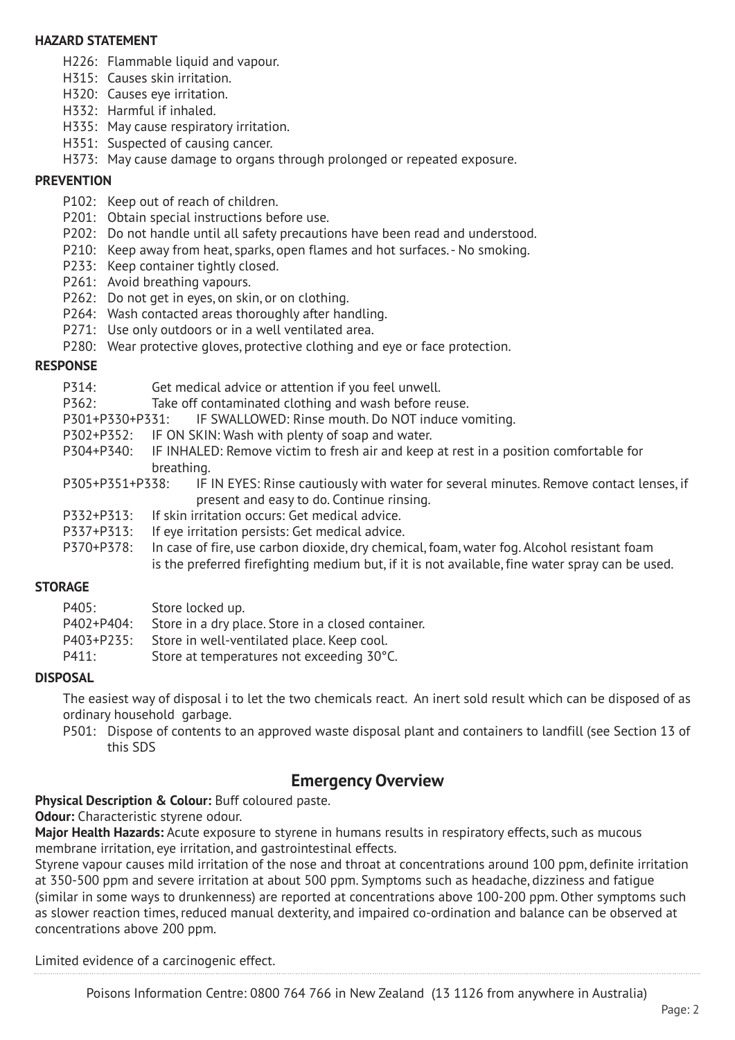**HAZARD STATEMENT**

- H226: Flammable liquid and vapour.
- H315: Causes skin irritation.
- H320: Causes eye irritation.
- H332: Harmful if inhaled.
- H335: May cause respiratory irritation.
- H351: Suspected of causing cancer.
- H373: May cause damage to organs through prolonged or repeated exposure.

**PREVENTION**

- P102: Keep out of reach of children.
- P201: Obtain special instructions before use.
- P202: Do not handle until all safety precautions have been read and understood.
- P210: Keep away from heat, sparks, open flames and hot surfaces. - No smoking.
- P233: Keep container tightly closed.
- P261: Avoid breathing vapours.
- P262: Do not get in eyes, on skin, or on clothing.
- P264: Wash contacted areas thoroughly after handling.
- P271: Use only outdoors or in a well ventilated area.
- P280: Wear protective gloves, protective clothing and eye or face protection.

**RESPONSE**

- P314: Get medical advice or attention if you feel unwell.
- P362: Take off contaminated clothing and wash before reuse.
- P301+P330+P331: IF SWALLOWED: Rinse mouth. Do NOT induce vomiting.
- P302+P352: IF ON SKIN: Wash with plenty of soap and water.
- P304+P340: IF INHALED: Remove victim to fresh air and keep at rest in a position comfortable for breathing.
- P305+P351+P338: IF IN EYES: Rinse cautiously with water for several minutes. Remove contact lenses, if present and easy to do. Continue rinsing.
- P332+P313: If skin irritation occurs: Get medical advice.
- P337+P313: If eye irritation persists: Get medical advice.
- P370+P378: In case of fire, use carbon dioxide, dry chemical, foam, water fog. Alcohol resistant foam is the preferred firefighting medium but, if it is not available, fine water spray can be used.

**STORAGE**

- P405: Store locked up.
- P402+P404: Store in a dry place. Store in a closed container.
- P403+P235: Store in well-ventilated place. Keep cool.
- P411: Store at temperatures not exceeding 30°C.

**DISPOSAL**

The easiest way of disposal i to let the two chemicals react. An inert sold result which can be disposed of as ordinary household garbage.

P501: Dispose of contents to an approved waste disposal plant and containers to landfill (see Section 13 of this SDS

## Emergency Overview

**Physical Description & Colour:** Buff coloured paste.

**Odour:** Characteristic styrene odour.

**Major Health Hazards:** Acute exposure to styrene in humans results in respiratory effects, such as mucous membrane irritation, eye irritation, and gastrointestinal effects.

Styrene vapour causes mild irritation of the nose and throat at concentrations around 100 ppm, definite irritation at 350-500 ppm and severe irritation at about 500 ppm. Symptoms such as headache, dizziness and fatigue (similar in some ways to drunkenness) are reported at concentrations above 100-200 ppm. Other symptoms such as slower reaction times, reduced manual dexterity, and impaired co-ordination and balance can be observed at concentrations above 200 ppm.

Limited evidence of a carcinogenic effect.

Poisons Information Centre: 0800 764 766 in New Zealand (13 1126 from anywhere in Australia)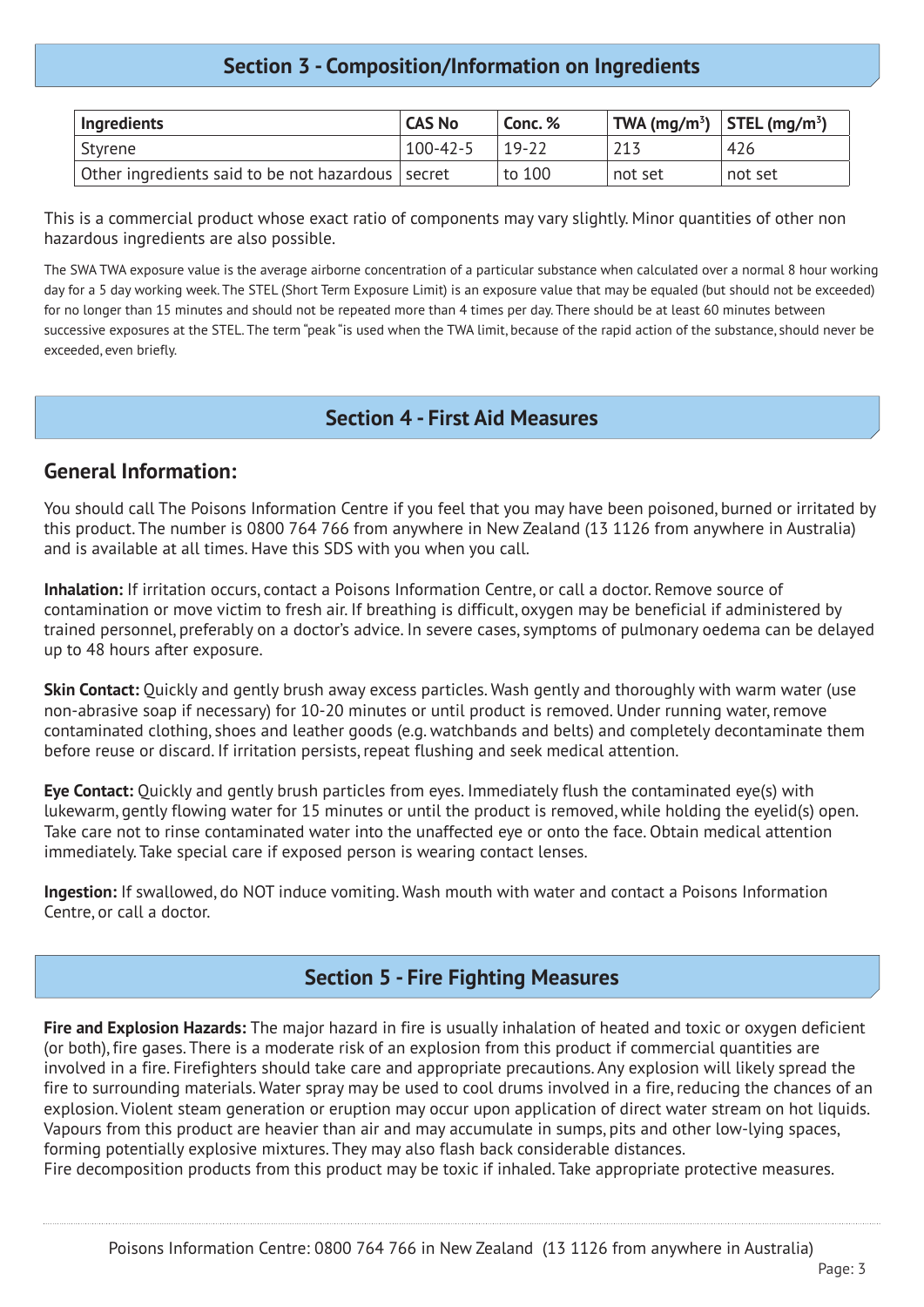## Section 3 - Composition/Information on Ingredients

| Ingredients | CAS No | Conc. % | TWA ($mg/m^3$) | STEL ($mg/m^3$) |
|---|---|---|---|---|
| Styrene | 100-42-5 | 19-22 | 213 | 426 |
| Other ingredients said to be not hazardous | secret | to 100 | not set | not set |

This is a commercial product whose exact ratio of components may vary slightly. Minor quantities of other non hazardous ingredients are also possible.

The SWA TWA exposure value is the average airborne concentration of a particular substance when calculated over a normal 8 hour working day for a 5 day working week. The STEL (Short Term Exposure Limit) is an exposure value that may be equaled (but should not be exceeded) for no longer than 15 minutes and should not be repeated more than 4 times per day. There should be at least 60 minutes between successive exposures at the STEL. The term "peak "is used when the TWA limit, because of the rapid action of the substance, should never be exceeded, even briefly.

## Section 4 - First Aid Measures

### General Information:

You should call The Poisons Information Centre if you feel that you may have been poisoned, burned or irritated by this product. The number is 0800 764 766 from anywhere in New Zealand (13 1126 from anywhere in Australia) and is available at all times. Have this SDS with you when you call.

**Inhalation:** If irritation occurs, contact a Poisons Information Centre, or call a doctor. Remove source of contamination or move victim to fresh air. If breathing is difficult, oxygen may be beneficial if administered by trained personnel, preferably on a doctor's advice. In severe cases, symptoms of pulmonary oedema can be delayed up to 48 hours after exposure.

**Skin Contact:** Quickly and gently brush away excess particles. Wash gently and thoroughly with warm water (use non-abrasive soap if necessary) for 10-20 minutes or until product is removed. Under running water, remove contaminated clothing, shoes and leather goods (e.g. watchbands and belts) and completely decontaminate them before reuse or discard. If irritation persists, repeat flushing and seek medical attention.

**Eye Contact:** Quickly and gently brush particles from eyes. Immediately flush the contaminated eye(s) with lukewarm, gently flowing water for 15 minutes or until the product is removed, while holding the eyelid(s) open. Take care not to rinse contaminated water into the unaffected eye or onto the face. Obtain medical attention immediately. Take special care if exposed person is wearing contact lenses.

**Ingestion:** If swallowed, do NOT induce vomiting. Wash mouth with water and contact a Poisons Information Centre, or call a doctor.

## Section 5 - Fire Fighting Measures

**Fire and Explosion Hazards:** The major hazard in fire is usually inhalation of heated and toxic or oxygen deficient (or both), fire gases. There is a moderate risk of an explosion from this product if commercial quantities are involved in a fire. Firefighters should take care and appropriate precautions. Any explosion will likely spread the fire to surrounding materials. Water spray may be used to cool drums involved in a fire, reducing the chances of an explosion. Violent steam generation or eruption may occur upon application of direct water stream on hot liquids. Vapours from this product are heavier than air and may accumulate in sumps, pits and other low-lying spaces, forming potentially explosive mixtures. They may also flash back considerable distances.
Fire decomposition products from this product may be toxic if inhaled. Take appropriate protective measures.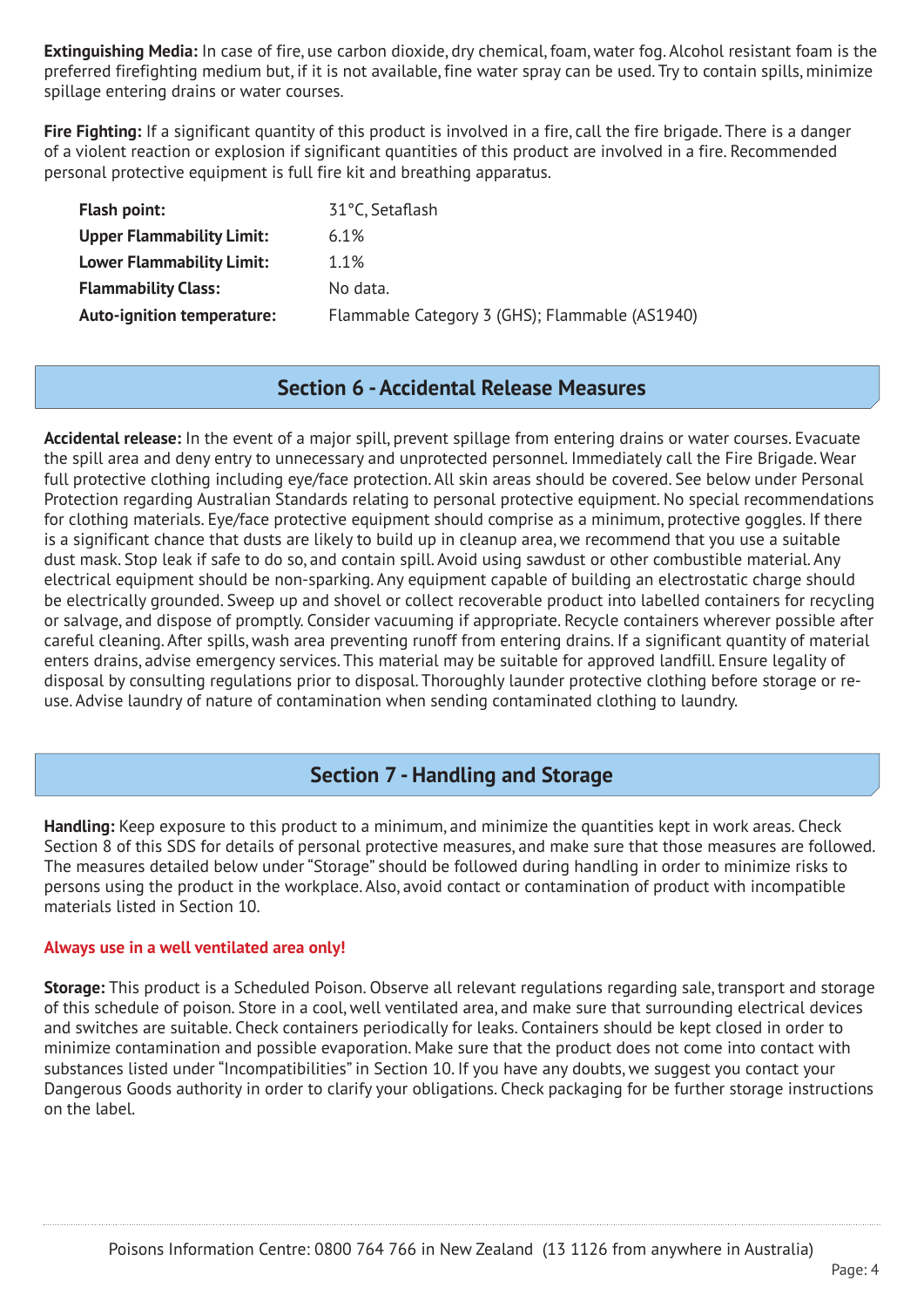**Extinguishing Media:** In case of fire, use carbon dioxide, dry chemical, foam, water fog. Alcohol resistant foam is the preferred firefighting medium but, if it is not available, fine water spray can be used. Try to contain spills, minimize spillage entering drains or water courses.

**Fire Fighting:** If a significant quantity of this product is involved in a fire, call the fire brigade. There is a danger of a violent reaction or explosion if significant quantities of this product are involved in a fire. Recommended personal protective equipment is full fire kit and breathing apparatus.

| | |
|---|---|
| **Flash point:** | 31°C, Setaflash |
| **Upper Flammability Limit:** | 6.1% |
| **Lower Flammability Limit:** | 1.1% |
| **Flammability Class:** | No data. |
| **Auto-ignition temperature:** | Flammable Category 3 (GHS); Flammable (AS1940) |

## Section 6 - Accidental Release Measures

**Accidental release:** In the event of a major spill, prevent spillage from entering drains or water courses. Evacuate the spill area and deny entry to unnecessary and unprotected personnel. Immediately call the Fire Brigade. Wear full protective clothing including eye/face protection. All skin areas should be covered. See below under Personal Protection regarding Australian Standards relating to personal protective equipment. No special recommendations for clothing materials. Eye/face protective equipment should comprise as a minimum, protective goggles. If there is a significant chance that dusts are likely to build up in cleanup area, we recommend that you use a suitable dust mask. Stop leak if safe to do so, and contain spill. Avoid using sawdust or other combustible material. Any electrical equipment should be non-sparking. Any equipment capable of building an electrostatic charge should be electrically grounded. Sweep up and shovel or collect recoverable product into labelled containers for recycling or salvage, and dispose of promptly. Consider vacuuming if appropriate. Recycle containers wherever possible after careful cleaning. After spills, wash area preventing runoff from entering drains. If a significant quantity of material enters drains, advise emergency services. This material may be suitable for approved landfill. Ensure legality of disposal by consulting regulations prior to disposal. Thoroughly launder protective clothing before storage or re-use. Advise laundry of nature of contamination when sending contaminated clothing to laundry.

## Section 7 - Handling and Storage

**Handling:** Keep exposure to this product to a minimum, and minimize the quantities kept in work areas. Check Section 8 of this SDS for details of personal protective measures, and make sure that those measures are followed. The measures detailed below under "Storage" should be followed during handling in order to minimize risks to persons using the product in the workplace. Also, avoid contact or contamination of product with incompatible materials listed in Section 10.

**Always use in a well ventilated area only!**

**Storage:** This product is a Scheduled Poison. Observe all relevant regulations regarding sale, transport and storage of this schedule of poison. Store in a cool, well ventilated area, and make sure that surrounding electrical devices and switches are suitable. Check containers periodically for leaks. Containers should be kept closed in order to minimize contamination and possible evaporation. Make sure that the product does not come into contact with substances listed under "Incompatibilities" in Section 10. If you have any doubts, we suggest you contact your Dangerous Goods authority in order to clarify your obligations. Check packaging for be further storage instructions on the label.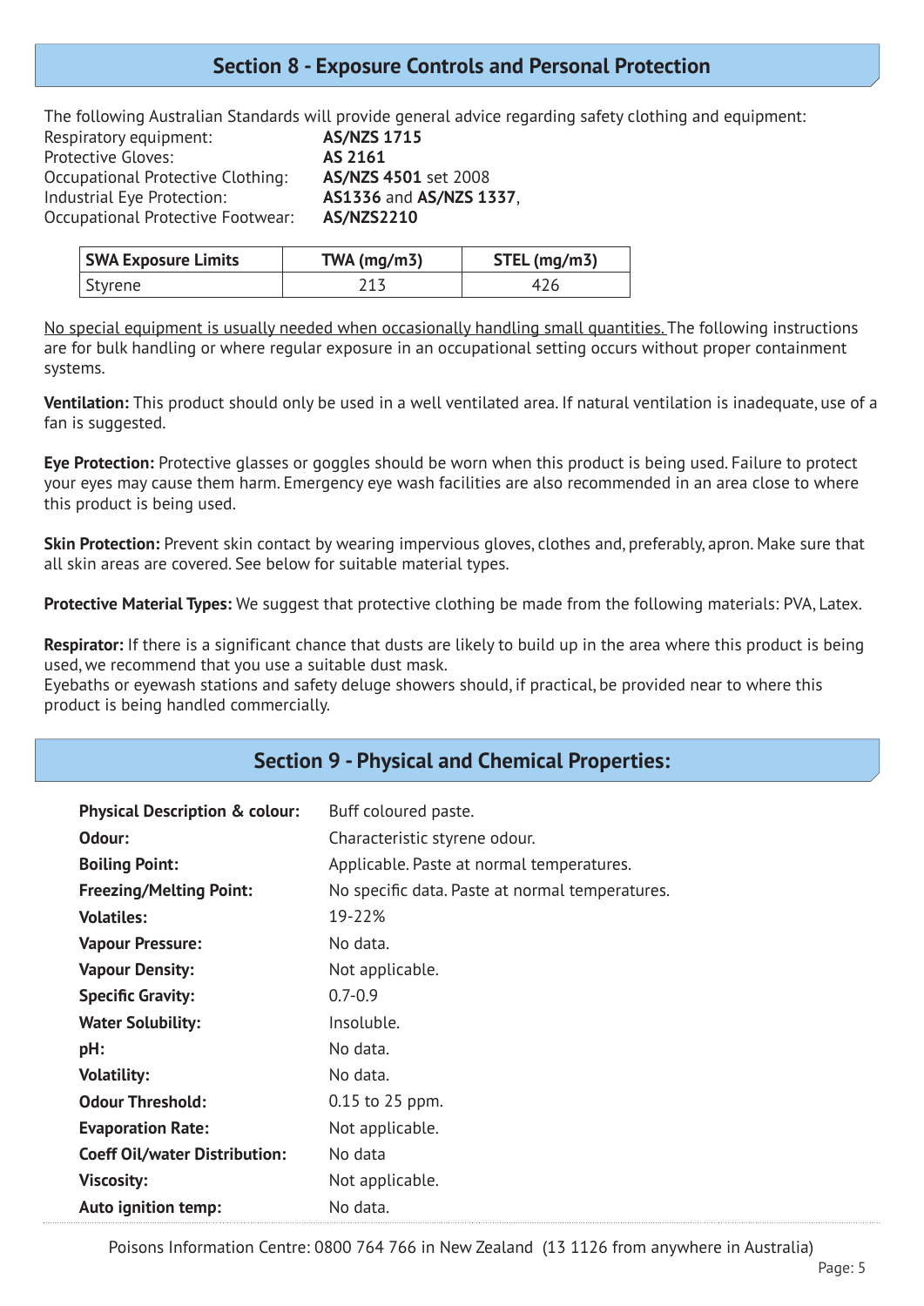## Section 8 - Exposure Controls and Personal Protection

The following Australian Standards will provide general advice regarding safety clothing and equipment:

Respiratory equipment: **AS/NZS 1715**
Protective Gloves: **AS 2161**
Occupational Protective Clothing: **AS/NZS 4501** set 2008
Industrial Eye Protection: **AS1336** and **AS/NZS 1337**,
Occupational Protective Footwear: **AS/NZS2210**

| SWA Exposure Limits | TWA (mg/m3) | STEL (mg/m3) |
|---|---|---|
| Styrene | 213 | 426 |

No special equipment is usually needed when occasionally handling small quantities. The following instructions are for bulk handling or where regular exposure in an occupational setting occurs without proper containment systems.

**Ventilation:** This product should only be used in a well ventilated area. If natural ventilation is inadequate, use of a fan is suggested.

**Eye Protection:** Protective glasses or goggles should be worn when this product is being used. Failure to protect your eyes may cause them harm. Emergency eye wash facilities are also recommended in an area close to where this product is being used.

**Skin Protection:** Prevent skin contact by wearing impervious gloves, clothes and, preferably, apron. Make sure that all skin areas are covered. See below for suitable material types.

**Protective Material Types:** We suggest that protective clothing be made from the following materials: PVA, Latex.

**Respirator:** If there is a significant chance that dusts are likely to build up in the area where this product is being used, we recommend that you use a suitable dust mask.
Eyebaths or eyewash stations and safety deluge showers should, if practical, be provided near to where this product is being handled commercially.

## Section 9 - Physical and Chemical Properties:

| | |
|---|---|
| **Physical Description & colour:** | Buff coloured paste. |
| **Odour:** | Characteristic styrene odour. |
| **Boiling Point:** | Applicable. Paste at normal temperatures. |
| **Freezing/Melting Point:** | No specific data. Paste at normal temperatures. |
| **Volatiles:** | 19-22% |
| **Vapour Pressure:** | No data. |
| **Vapour Density:** | Not applicable. |
| **Specific Gravity:** | 0.7-0.9 |
| **Water Solubility:** | Insoluble. |
| **pH:** | No data. |
| **Volatility:** | No data. |
| **Odour Threshold:** | 0.15 to 25 ppm. |
| **Evaporation Rate:** | Not applicable. |
| **Coeff Oil/water Distribution:** | No data |
| **Viscosity:** | Not applicable. |
| **Auto ignition temp:** | No data. |

Poisons Information Centre: 0800 764 766 in New Zealand (13 1126 from anywhere in Australia)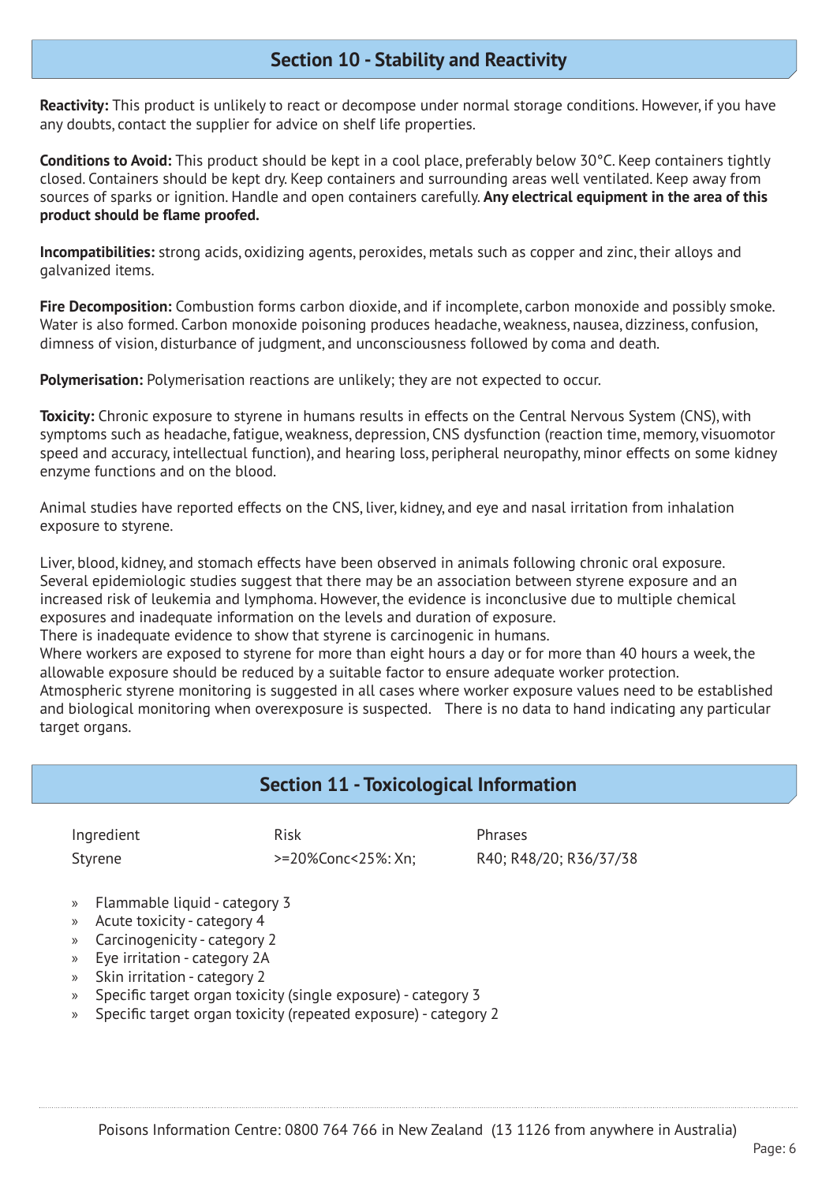## Section 10 - Stability and Reactivity

**Reactivity:** This product is unlikely to react or decompose under normal storage conditions. However, if you have any doubts, contact the supplier for advice on shelf life properties.

**Conditions to Avoid:** This product should be kept in a cool place, preferably below 30°C. Keep containers tightly closed. Containers should be kept dry. Keep containers and surrounding areas well ventilated. Keep away from sources of sparks or ignition. Handle and open containers carefully. **Any electrical equipment in the area of this product should be flame proofed.**

**Incompatibilities:** strong acids, oxidizing agents, peroxides, metals such as copper and zinc, their alloys and galvanized items.

**Fire Decomposition:** Combustion forms carbon dioxide, and if incomplete, carbon monoxide and possibly smoke. Water is also formed. Carbon monoxide poisoning produces headache, weakness, nausea, dizziness, confusion, dimness of vision, disturbance of judgment, and unconsciousness followed by coma and death.

**Polymerisation:** Polymerisation reactions are unlikely; they are not expected to occur.

**Toxicity:** Chronic exposure to styrene in humans results in effects on the Central Nervous System (CNS), with symptoms such as headache, fatigue, weakness, depression, CNS dysfunction (reaction time, memory, visuomotor speed and accuracy, intellectual function), and hearing loss, peripheral neuropathy, minor effects on some kidney enzyme functions and on the blood.

Animal studies have reported effects on the CNS, liver, kidney, and eye and nasal irritation from inhalation exposure to styrene.

Liver, blood, kidney, and stomach effects have been observed in animals following chronic oral exposure. Several epidemiologic studies suggest that there may be an association between styrene exposure and an increased risk of leukemia and lymphoma. However, the evidence is inconclusive due to multiple chemical exposures and inadequate information on the levels and duration of exposure.
There is inadequate evidence to show that styrene is carcinogenic in humans.
Where workers are exposed to styrene for more than eight hours a day or for more than 40 hours a week, the allowable exposure should be reduced by a suitable factor to ensure adequate worker protection.
Atmospheric styrene monitoring is suggested in all cases where worker exposure values need to be established and biological monitoring when overexposure is suspected. There is no data to hand indicating any particular target organs.

## Section 11 - Toxicological Information

| Ingredient | Risk | Phrases |
|---|---|---|
| Styrene | >=20%Conc<25%: Xn; | R40; R48/20; R36/37/38 |

- Flammable liquid - category 3
- Acute toxicity - category 4
- Carcinogenicity - category 2
- Eye irritation - category 2A
- Skin irritation - category 2
- Specific target organ toxicity (single exposure) - category 3
- Specific target organ toxicity (repeated exposure) - category 2

Poisons Information Centre: 0800 764 766 in New Zealand (13 1126 from anywhere in Australia)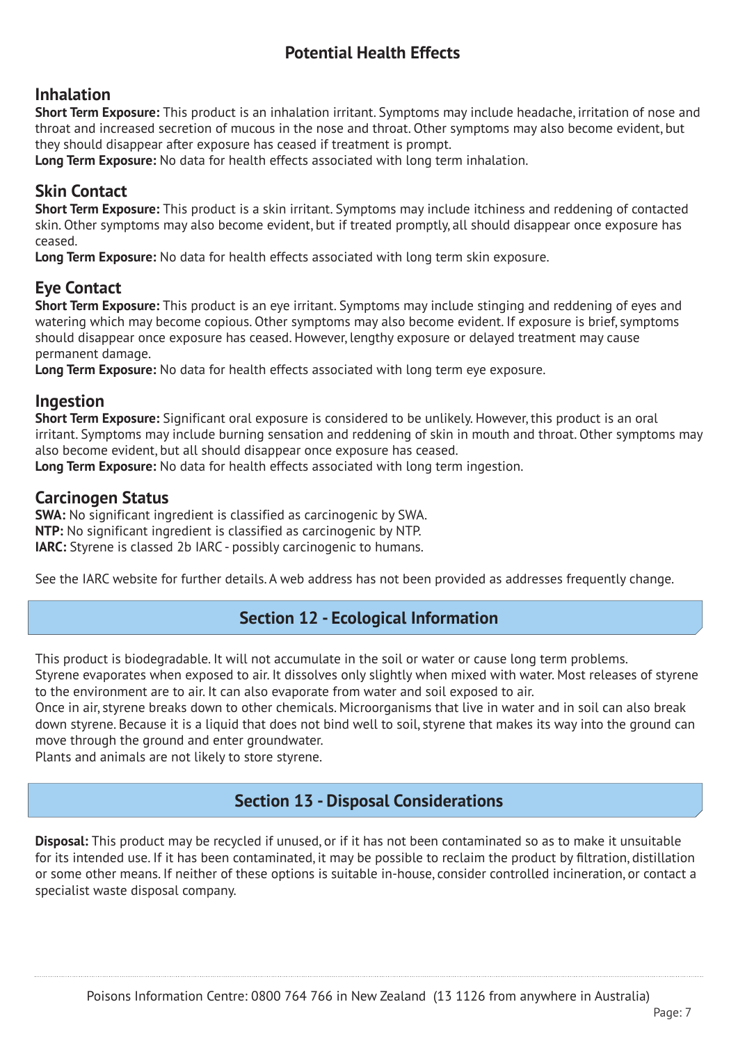## Potential Health Effects

### Inhalation

**Short Term Exposure:** This product is an inhalation irritant. Symptoms may include headache, irritation of nose and throat and increased secretion of mucous in the nose and throat. Other symptoms may also become evident, but they should disappear after exposure has ceased if treatment is prompt.
**Long Term Exposure:** No data for health effects associated with long term inhalation.

### Skin Contact

**Short Term Exposure:** This product is a skin irritant. Symptoms may include itchiness and reddening of contacted skin. Other symptoms may also become evident, but if treated promptly, all should disappear once exposure has ceased.
**Long Term Exposure:** No data for health effects associated with long term skin exposure.

### Eye Contact

**Short Term Exposure:** This product is an eye irritant. Symptoms may include stinging and reddening of eyes and watering which may become copious. Other symptoms may also become evident. If exposure is brief, symptoms should disappear once exposure has ceased. However, lengthy exposure or delayed treatment may cause permanent damage.
**Long Term Exposure:** No data for health effects associated with long term eye exposure.

### Ingestion

**Short Term Exposure:** Significant oral exposure is considered to be unlikely. However, this product is an oral irritant. Symptoms may include burning sensation and reddening of skin in mouth and throat. Other symptoms may also become evident, but all should disappear once exposure has ceased.
**Long Term Exposure:** No data for health effects associated with long term ingestion.

### Carcinogen Status

**SWA:** No significant ingredient is classified as carcinogenic by SWA.
**NTP:** No significant ingredient is classified as carcinogenic by NTP.
**IARC:** Styrene is classed 2b IARC - possibly carcinogenic to humans.

See the IARC website for further details. A web address has not been provided as addresses frequently change.

## Section 12 - Ecological Information

This product is biodegradable. It will not accumulate in the soil or water or cause long term problems.
Styrene evaporates when exposed to air. It dissolves only slightly when mixed with water. Most releases of styrene to the environment are to air. It can also evaporate from water and soil exposed to air.
Once in air, styrene breaks down to other chemicals. Microorganisms that live in water and in soil can also break down styrene. Because it is a liquid that does not bind well to soil, styrene that makes its way into the ground can move through the ground and enter groundwater.
Plants and animals are not likely to store styrene.

## Section 13 - Disposal Considerations

**Disposal:** This product may be recycled if unused, or if it has not been contaminated so as to make it unsuitable for its intended use. If it has been contaminated, it may be possible to reclaim the product by filtration, distillation or some other means. If neither of these options is suitable in-house, consider controlled incineration, or contact a specialist waste disposal company.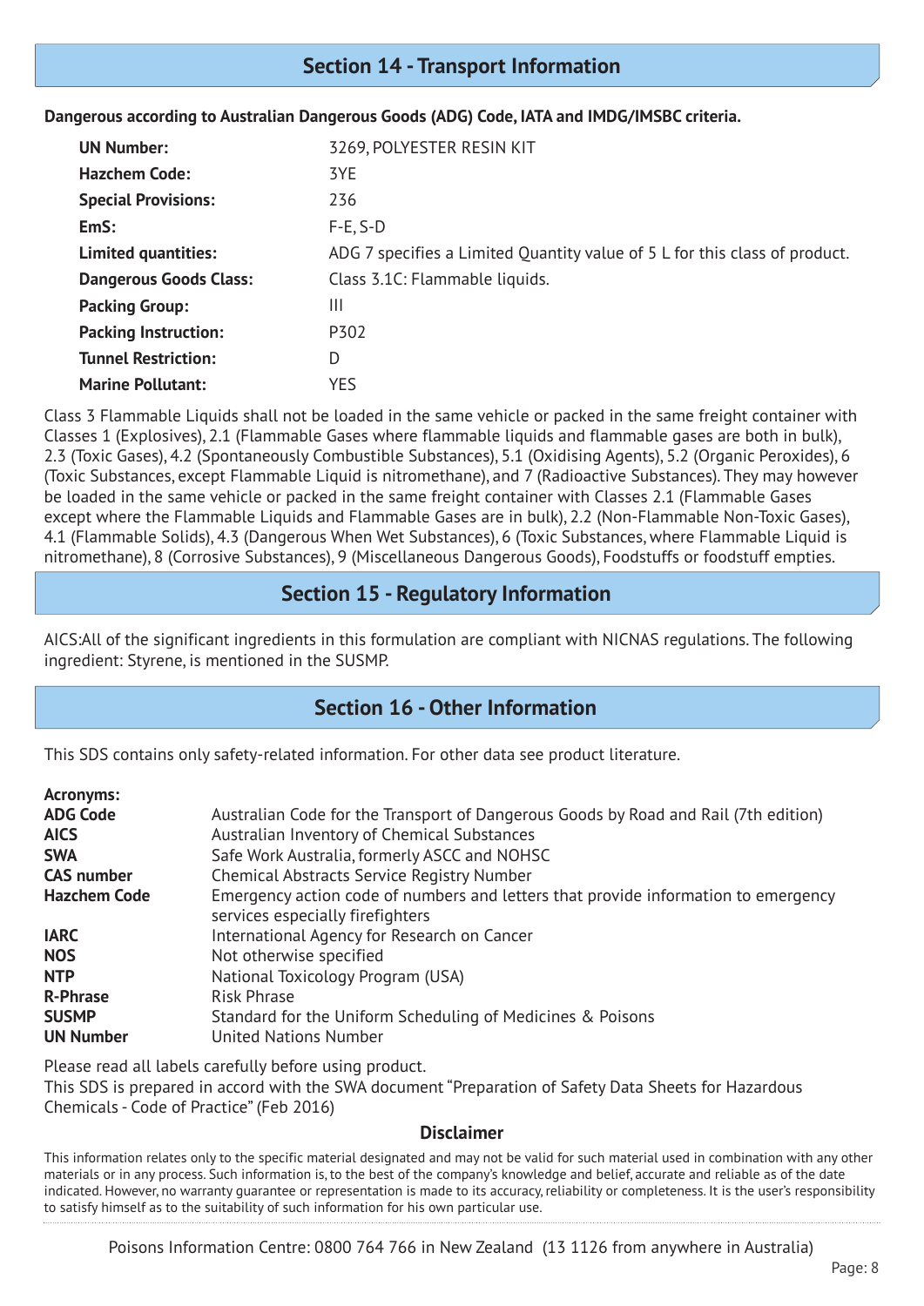## Section 14 - Transport Information

**Dangerous according to Australian Dangerous Goods (ADG) Code, IATA and IMDG/IMSBC criteria.**

| | |
|---|---|
| **UN Number:** | 3269, POLYESTER RESIN KIT |
| **Hazchem Code:** | 3YE |
| **Special Provisions:** | 236 |
| **EmS:** | F-E, S-D |
| **Limited quantities:** | ADG 7 specifies a Limited Quantity value of 5 L for this class of product. |
| **Dangerous Goods Class:** | Class 3.1C: Flammable liquids. |
| **Packing Group:** | III |
| **Packing Instruction:** | P302 |
| **Tunnel Restriction:** | D |
| **Marine Pollutant:** | YES |

Class 3 Flammable Liquids shall not be loaded in the same vehicle or packed in the same freight container with Classes 1 (Explosives), 2.1 (Flammable Gases where flammable liquids and flammable gases are both in bulk), 2.3 (Toxic Gases), 4.2 (Spontaneously Combustible Substances), 5.1 (Oxidising Agents), 5.2 (Organic Peroxides), 6 (Toxic Substances, except Flammable Liquid is nitromethane), and 7 (Radioactive Substances). They may however be loaded in the same vehicle or packed in the same freight container with Classes 2.1 (Flammable Gases except where the Flammable Liquids and Flammable Gases are in bulk), 2.2 (Non-Flammable Non-Toxic Gases), 4.1 (Flammable Solids), 4.3 (Dangerous When Wet Substances), 6 (Toxic Substances, where Flammable Liquid is nitromethane), 8 (Corrosive Substances), 9 (Miscellaneous Dangerous Goods), Foodstuffs or foodstuff empties.

## Section 15 - Regulatory Information

AICS:All of the significant ingredients in this formulation are compliant with NICNAS regulations. The following ingredient: Styrene, is mentioned in the SUSMP.

## Section 16 - Other Information

This SDS contains only safety-related information. For other data see product literature.

**Acronyms:**

| | |
|---|---|
| **ADG Code** | Australian Code for the Transport of Dangerous Goods by Road and Rail (7th edition) |
| **AICS** | Australian Inventory of Chemical Substances |
| **SWA** | Safe Work Australia, formerly ASCC and NOHSC |
| **CAS number** | Chemical Abstracts Service Registry Number |
| **Hazchem Code** | Emergency action code of numbers and letters that provide information to emergency services especially firefighters |
| **IARC** | International Agency for Research on Cancer |
| **NOS** | Not otherwise specified |
| **NTP** | National Toxicology Program (USA) |
| **R-Phrase** | Risk Phrase |
| **SUSMP** | Standard for the Uniform Scheduling of Medicines & Poisons |
| **UN Number** | United Nations Number |

Please read all labels carefully before using product.
This SDS is prepared in accord with the SWA document "Preparation of Safety Data Sheets for Hazardous Chemicals - Code of Practice" (Feb 2016)

### Disclaimer

This information relates only to the specific material designated and may not be valid for such material used in combination with any other materials or in any process. Such information is, to the best of the company's knowledge and belief, accurate and reliable as of the date indicated. However, no warranty guarantee or representation is made to its accuracy, reliability or completeness. It is the user's responsibility to satisfy himself as to the suitability of such information for his own particular use.

Poisons Information Centre: 0800 764 766 in New Zealand (13 1126 from anywhere in Australia)